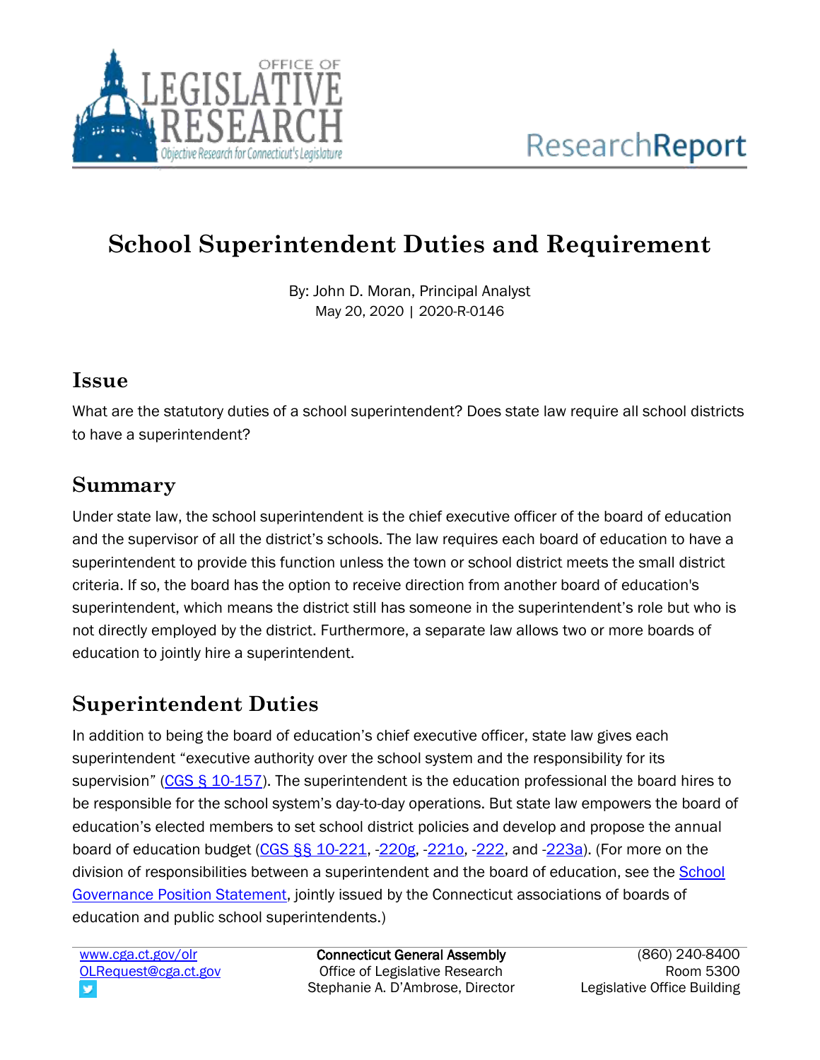# School Superintendent Duties and Requirement

By: John D. Moran, Principal Analyst
May 20, 2020 | 2020-R-0146

## Issue

What are the statutory duties of a school superintendent? Does state law require all school districts to have a superintendent?

## Summary

Under state law, the school superintendent is the chief executive officer of the board of education and the supervisor of all the district's schools. The law requires each board of education to have a superintendent to provide this function unless the town or school district meets the small district criteria. If so, the board has the option to receive direction from another board of education's superintendent, which means the district still has someone in the superintendent's role but who is not directly employed by the district. Furthermore, a separate law allows two or more boards of education to jointly hire a superintendent.

## Superintendent Duties

In addition to being the board of education's chief executive officer, state law gives each superintendent "executive authority over the school system and the responsibility for its supervision" (CGS § 10-157). The superintendent is the education professional the board hires to be responsible for the school system's day-to-day operations. But state law empowers the board of education's elected members to set school district policies and develop and propose the annual board of education budget (CGS §§ 10-221, -220g, -221o, -222, and -223a). (For more on the division of responsibilities between a superintendent and the board of education, see the School Governance Position Statement, jointly issued by the Connecticut associations of boards of education and public school superintendents.)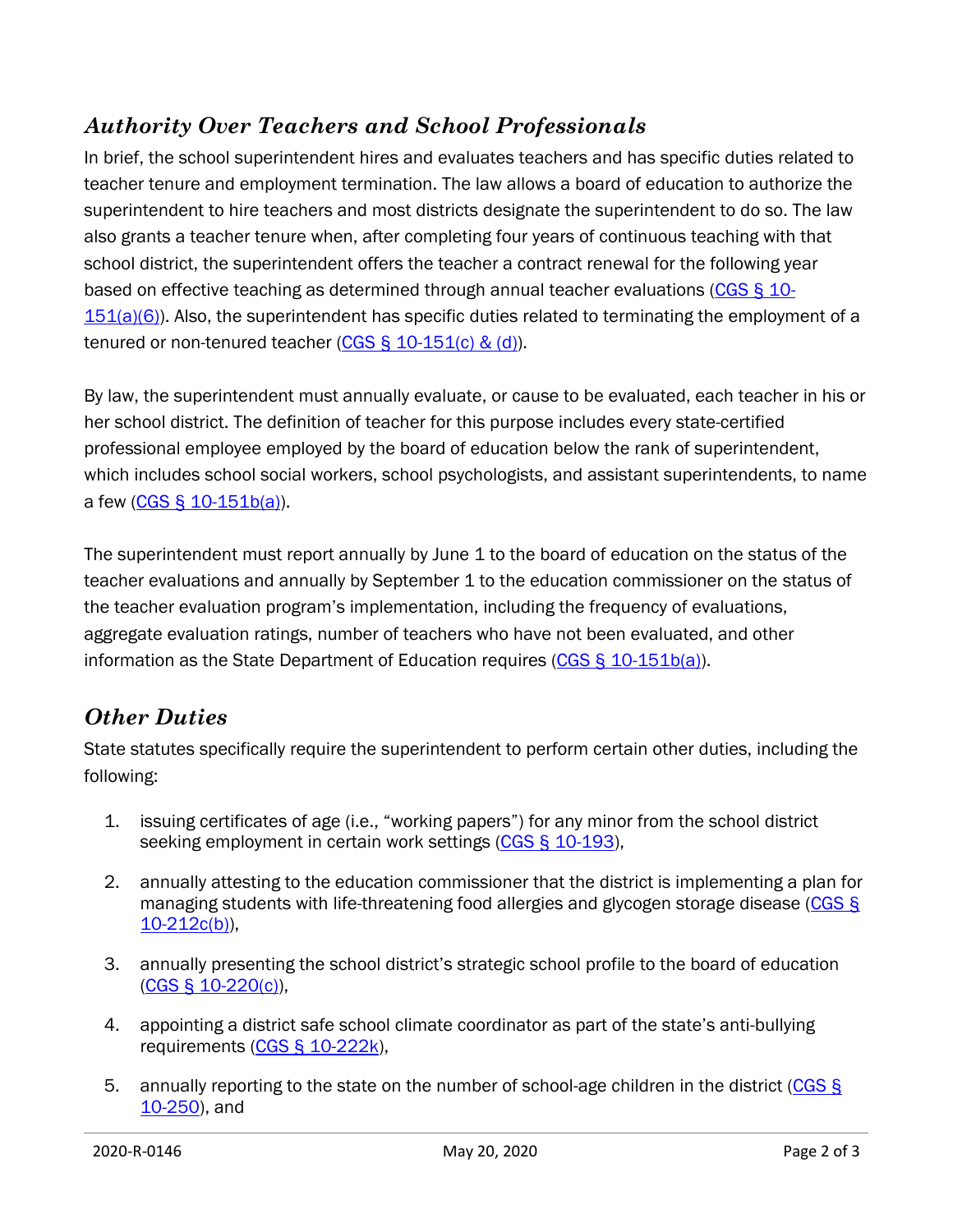## *Authority Over Teachers and School Professionals*

In brief, the school superintendent hires and evaluates teachers and has specific duties related to teacher tenure and employment termination. The law allows a board of education to authorize the superintendent to hire teachers and most districts designate the superintendent to do so. The law also grants a teacher tenure when, after completing four years of continuous teaching with that school district, the superintendent offers the teacher a contract renewal for the following year based on effective teaching as determined through annual teacher evaluations (CGS § 10-151(a)(6)). Also, the superintendent has specific duties related to terminating the employment of a tenured or non-tenured teacher (CGS § 10-151(c) & (d)).

By law, the superintendent must annually evaluate, or cause to be evaluated, each teacher in his or her school district. The definition of teacher for this purpose includes every state-certified professional employee employed by the board of education below the rank of superintendent, which includes school social workers, school psychologists, and assistant superintendents, to name a few (CGS § 10-151b(a)).

The superintendent must report annually by June 1 to the board of education on the status of the teacher evaluations and annually by September 1 to the education commissioner on the status of the teacher evaluation program's implementation, including the frequency of evaluations, aggregate evaluation ratings, number of teachers who have not been evaluated, and other information as the State Department of Education requires (CGS § 10-151b(a)).

## *Other Duties*

State statutes specifically require the superintendent to perform certain other duties, including the following:

1. issuing certificates of age (i.e., "working papers") for any minor from the school district seeking employment in certain work settings (CGS § 10-193),

2. annually attesting to the education commissioner that the district is implementing a plan for managing students with life-threatening food allergies and glycogen storage disease (CGS § 10-212c(b)),

3. annually presenting the school district's strategic school profile to the board of education (CGS § 10-220(c)),

4. appointing a district safe school climate coordinator as part of the state's anti-bullying requirements (CGS § 10-222k),

5. annually reporting to the state on the number of school-age children in the district (CGS § 10-250), and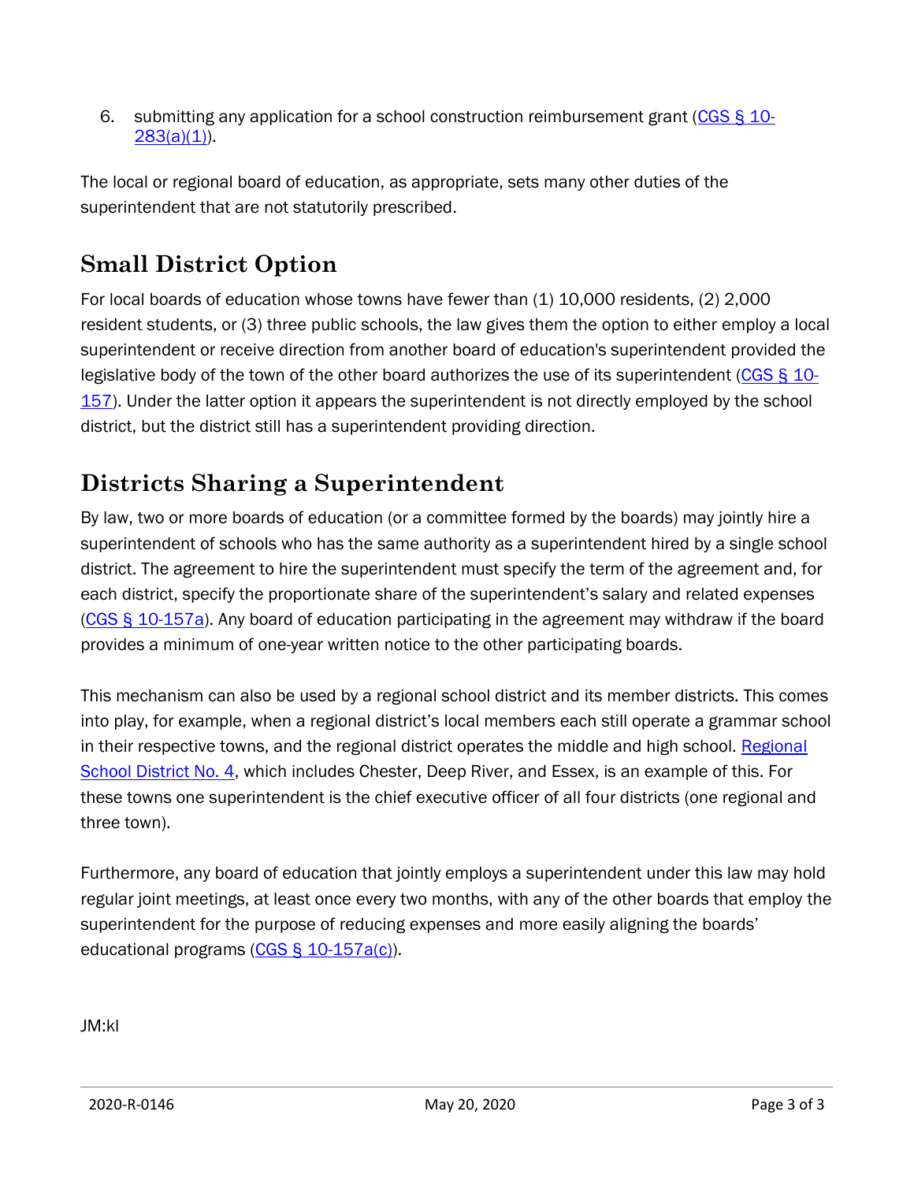6. submitting any application for a school construction reimbursement grant (CGS § 10-283(a)(1)).

The local or regional board of education, as appropriate, sets many other duties of the superintendent that are not statutorily prescribed.

## Small District Option

For local boards of education whose towns have fewer than (1) 10,000 residents, (2) 2,000 resident students, or (3) three public schools, the law gives them the option to either employ a local superintendent or receive direction from another board of education's superintendent provided the legislative body of the town of the other board authorizes the use of its superintendent (CGS § 10-157). Under the latter option it appears the superintendent is not directly employed by the school district, but the district still has a superintendent providing direction.

## Districts Sharing a Superintendent

By law, two or more boards of education (or a committee formed by the boards) may jointly hire a superintendent of schools who has the same authority as a superintendent hired by a single school district. The agreement to hire the superintendent must specify the term of the agreement and, for each district, specify the proportionate share of the superintendent's salary and related expenses (CGS § 10-157a). Any board of education participating in the agreement may withdraw if the board provides a minimum of one-year written notice to the other participating boards.

This mechanism can also be used by a regional school district and its member districts. This comes into play, for example, when a regional district's local members each still operate a grammar school in their respective towns, and the regional district operates the middle and high school. Regional School District No. 4, which includes Chester, Deep River, and Essex, is an example of this. For these towns one superintendent is the chief executive officer of all four districts (one regional and three town).

Furthermore, any board of education that jointly employs a superintendent under this law may hold regular joint meetings, at least once every two months, with any of the other boards that employ the superintendent for the purpose of reducing expenses and more easily aligning the boards' educational programs (CGS § 10-157a(c)).

JM:kl